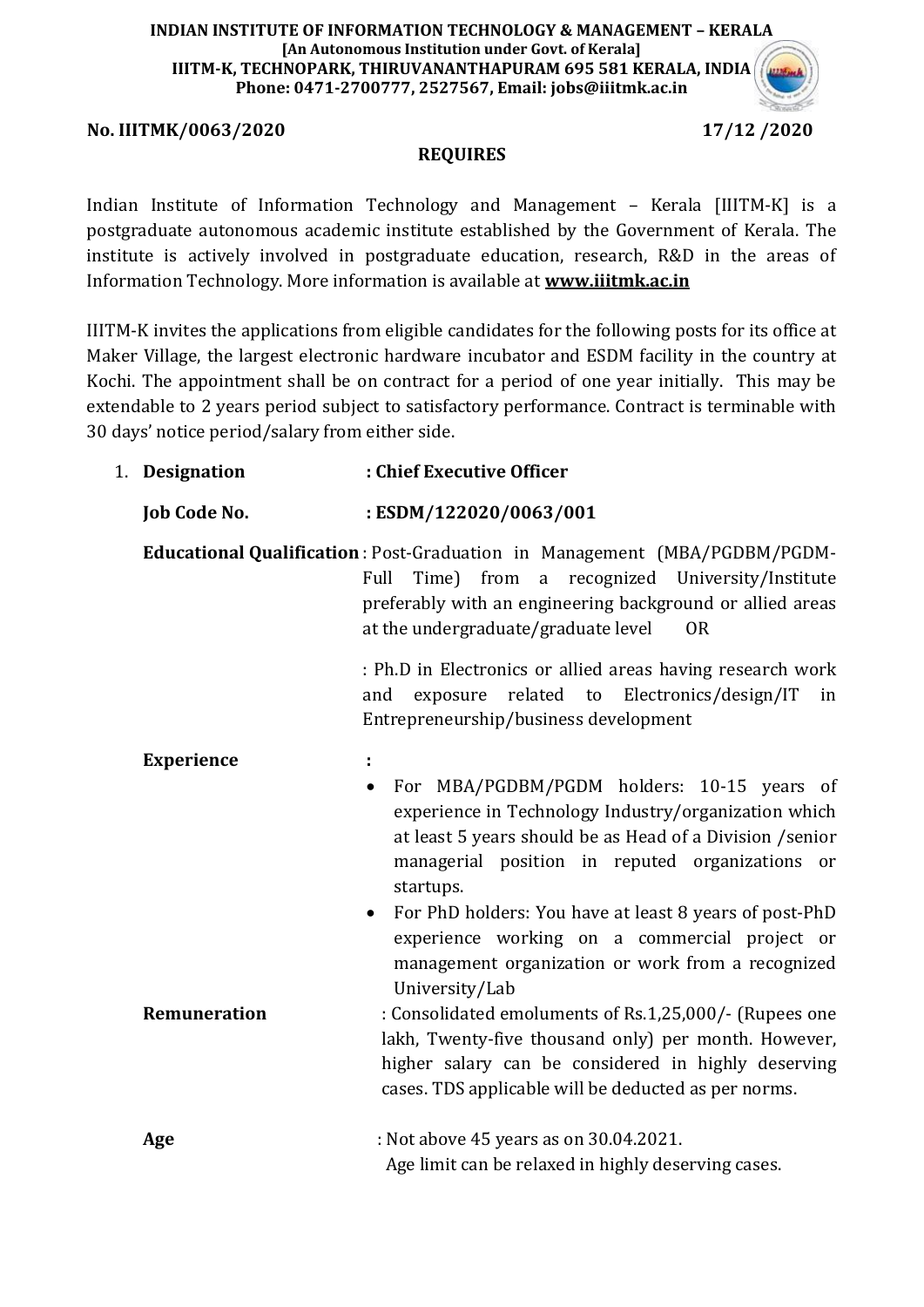**INDIAN INSTITUTE OF INFORMATION TECHNOLOGY & MANAGEMENT – KERALA**
**[An Autonomous Institution under Govt. of Kerala]**
**IIITM-K, TECHNOPARK, THIRUVANANTHAPURAM 695 581 KERALA, INDIA**
**Phone: 0471-2700777, 2527567, Email: jobs@iiitmk.ac.in**

**No. IIITMK/0063/2020** **17/12 /2020**

**REQUIRES**

Indian Institute of Information Technology and Management – Kerala [IIITM-K] is a postgraduate autonomous academic institute established by the Government of Kerala. The institute is actively involved in postgraduate education, research, R&D in the areas of Information Technology. More information is available at **www.iiitmk.ac.in**

IIITM-K invites the applications from eligible candidates for the following posts for its office at Maker Village, the largest electronic hardware incubator and ESDM facility in the country at Kochi. The appointment shall be on contract for a period of one year initially. This may be extendable to 2 years period subject to satisfactory performance. Contract is terminable with 30 days' notice period/salary from either side.

1. **Designation** : **Chief Executive Officer**

   **Job Code No.** : **ESDM/122020/0063/001**

   **Educational Qualification** : Post-Graduation in Management (MBA/PGDBM/PGDM-Full Time) from a recognized University/Institute preferably with an engineering background or allied areas at the undergraduate/graduate level OR

   : Ph.D in Electronics or allied areas having research work and exposure related to Electronics/design/IT in Entrepreneurship/business development

   **Experience** :

   - For MBA/PGDBM/PGDM holders: 10-15 years of experience in Technology Industry/organization which at least 5 years should be as Head of a Division /senior managerial position in reputed organizations or startups.
   - For PhD holders: You have at least 8 years of post-PhD experience working on a commercial project or management organization or work from a recognized University/Lab

   **Remuneration** : Consolidated emoluments of Rs.1,25,000/- (Rupees one lakh, Twenty-five thousand only) per month. However, higher salary can be considered in highly deserving cases. TDS applicable will be deducted as per norms.

   **Age** : Not above 45 years as on 30.04.2021.
   Age limit can be relaxed in highly deserving cases.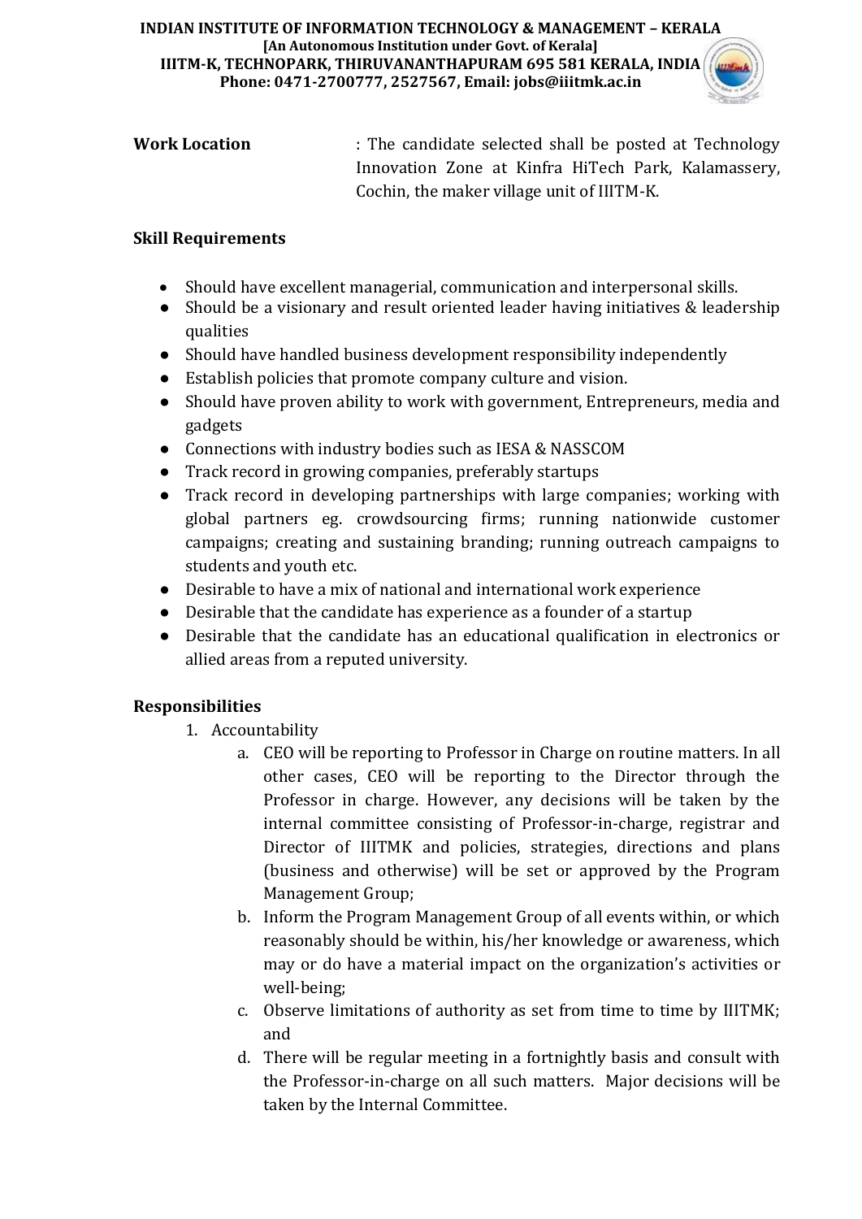**Work Location** : The candidate selected shall be posted at Technology Innovation Zone at Kinfra HiTech Park, Kalamassery, Cochin, the maker village unit of IIITM-K.

**Skill Requirements**

- Should have excellent managerial, communication and interpersonal skills.
- Should be a visionary and result oriented leader having initiatives & leadership qualities
- Should have handled business development responsibility independently
- Establish policies that promote company culture and vision.
- Should have proven ability to work with government, Entrepreneurs, media and gadgets
- Connections with industry bodies such as IESA & NASSCOM
- Track record in growing companies, preferably startups
- Track record in developing partnerships with large companies; working with global partners eg. crowdsourcing firms; running nationwide customer campaigns; creating and sustaining branding; running outreach campaigns to students and youth etc.
- Desirable to have a mix of national and international work experience
- Desirable that the candidate has experience as a founder of a startup
- Desirable that the candidate has an educational qualification in electronics or allied areas from a reputed university.

**Responsibilities**

1. Accountability
   a. CEO will be reporting to Professor in Charge on routine matters. In all other cases, CEO will be reporting to the Director through the Professor in charge. However, any decisions will be taken by the internal committee consisting of Professor-in-charge, registrar and Director of IIITMK and policies, strategies, directions and plans (business and otherwise) will be set or approved by the Program Management Group;
   b. Inform the Program Management Group of all events within, or which reasonably should be within, his/her knowledge or awareness, which may or do have a material impact on the organization's activities or well-being;
   c. Observe limitations of authority as set from time to time by IIITMK; and
   d. There will be regular meeting in a fortnightly basis and consult with the Professor-in-charge on all such matters. Major decisions will be taken by the Internal Committee.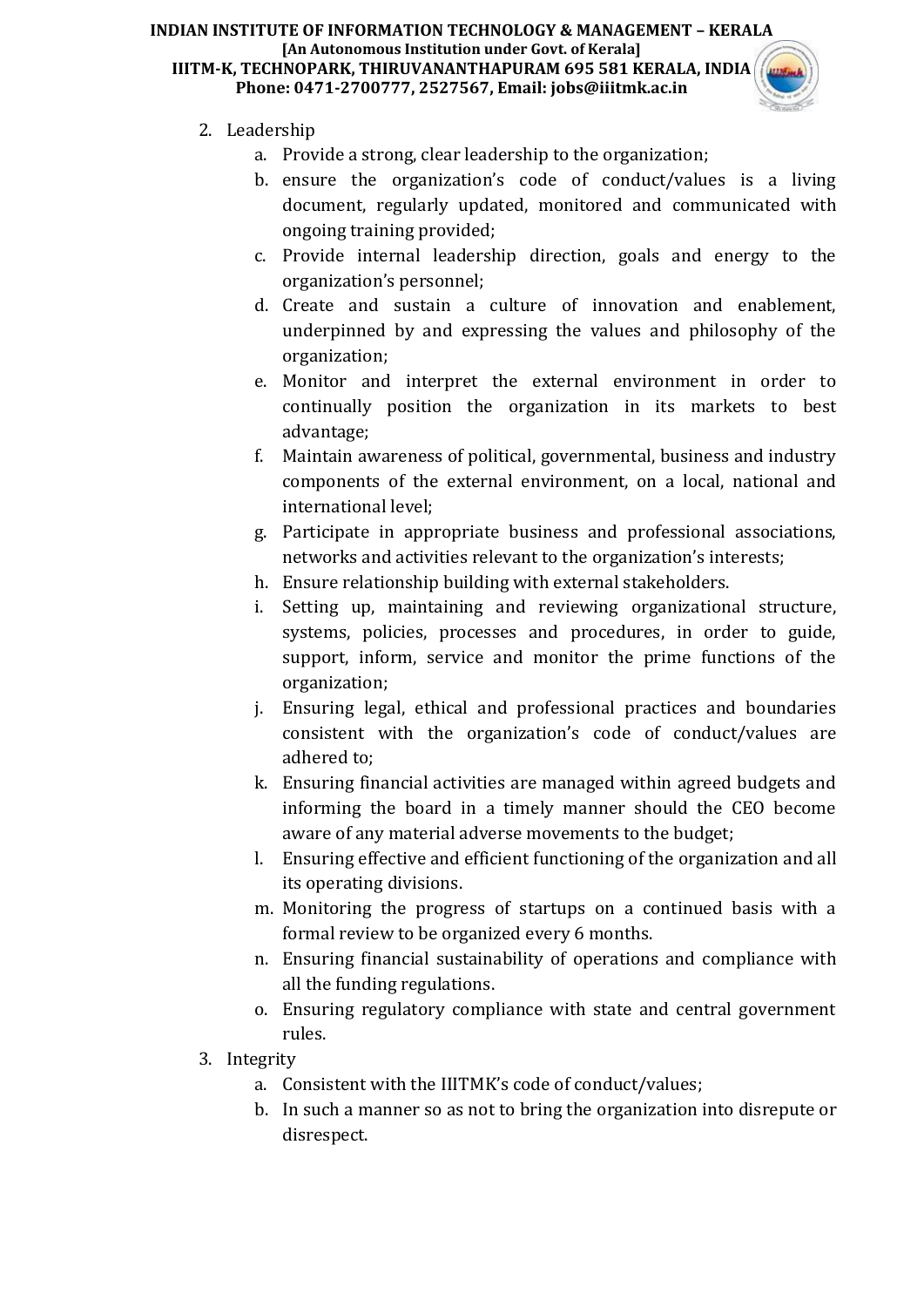2. Leadership
    a. Provide a strong, clear leadership to the organization;
    b. ensure the organization's code of conduct/values is a living document, regularly updated, monitored and communicated with ongoing training provided;
    c. Provide internal leadership direction, goals and energy to the organization's personnel;
    d. Create and sustain a culture of innovation and enablement, underpinned by and expressing the values and philosophy of the organization;
    e. Monitor and interpret the external environment in order to continually position the organization in its markets to best advantage;
    f. Maintain awareness of political, governmental, business and industry components of the external environment, on a local, national and international level;
    g. Participate in appropriate business and professional associations, networks and activities relevant to the organization's interests;
    h. Ensure relationship building with external stakeholders.
    i. Setting up, maintaining and reviewing organizational structure, systems, policies, processes and procedures, in order to guide, support, inform, service and monitor the prime functions of the organization;
    j. Ensuring legal, ethical and professional practices and boundaries consistent with the organization's code of conduct/values are adhered to;
    k. Ensuring financial activities are managed within agreed budgets and informing the board in a timely manner should the CEO become aware of any material adverse movements to the budget;
    l. Ensuring effective and efficient functioning of the organization and all its operating divisions.
    m. Monitoring the progress of startups on a continued basis with a formal review to be organized every 6 months.
    n. Ensuring financial sustainability of operations and compliance with all the funding regulations.
    o. Ensuring regulatory compliance with state and central government rules.
3. Integrity
    a. Consistent with the IIITMK's code of conduct/values;
    b. In such a manner so as not to bring the organization into disrepute or disrespect.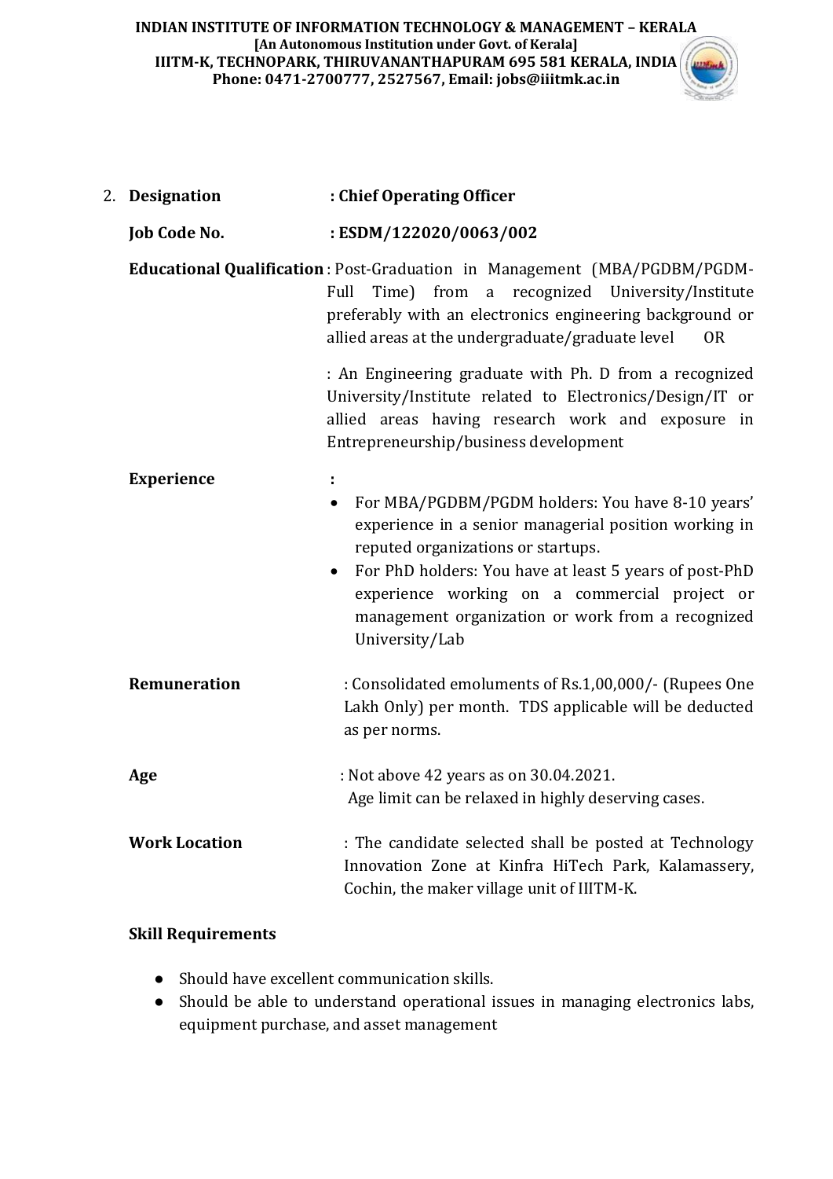2. **Designation** : **Chief Operating Officer**

   **Job Code No.** : **ESDM/122020/0063/002**

   **Educational Qualification** : Post-Graduation in Management (MBA/PGDBM/PGDM-Full Time) from a recognized University/Institute preferably with an electronics engineering background or allied areas at the undergraduate/graduate level OR

   : An Engineering graduate with Ph. D from a recognized University/Institute related to Electronics/Design/IT or allied areas having research work and exposure in Entrepreneurship/business development

   **Experience** :

   - For MBA/PGDBM/PGDM holders: You have 8-10 years' experience in a senior managerial position working in reputed organizations or startups.
   - For PhD holders: You have at least 5 years of post-PhD experience working on a commercial project or management organization or work from a recognized University/Lab

   **Remuneration** : Consolidated emoluments of Rs.1,00,000/- (Rupees One Lakh Only) per month. TDS applicable will be deducted as per norms.

   **Age** : Not above 42 years as on 30.04.2021. Age limit can be relaxed in highly deserving cases.

   **Work Location** : The candidate selected shall be posted at Technology Innovation Zone at Kinfra HiTech Park, Kalamassery, Cochin, the maker village unit of IIITM-K.

   **Skill Requirements**

   - Should have excellent communication skills.
   - Should be able to understand operational issues in managing electronics labs, equipment purchase, and asset management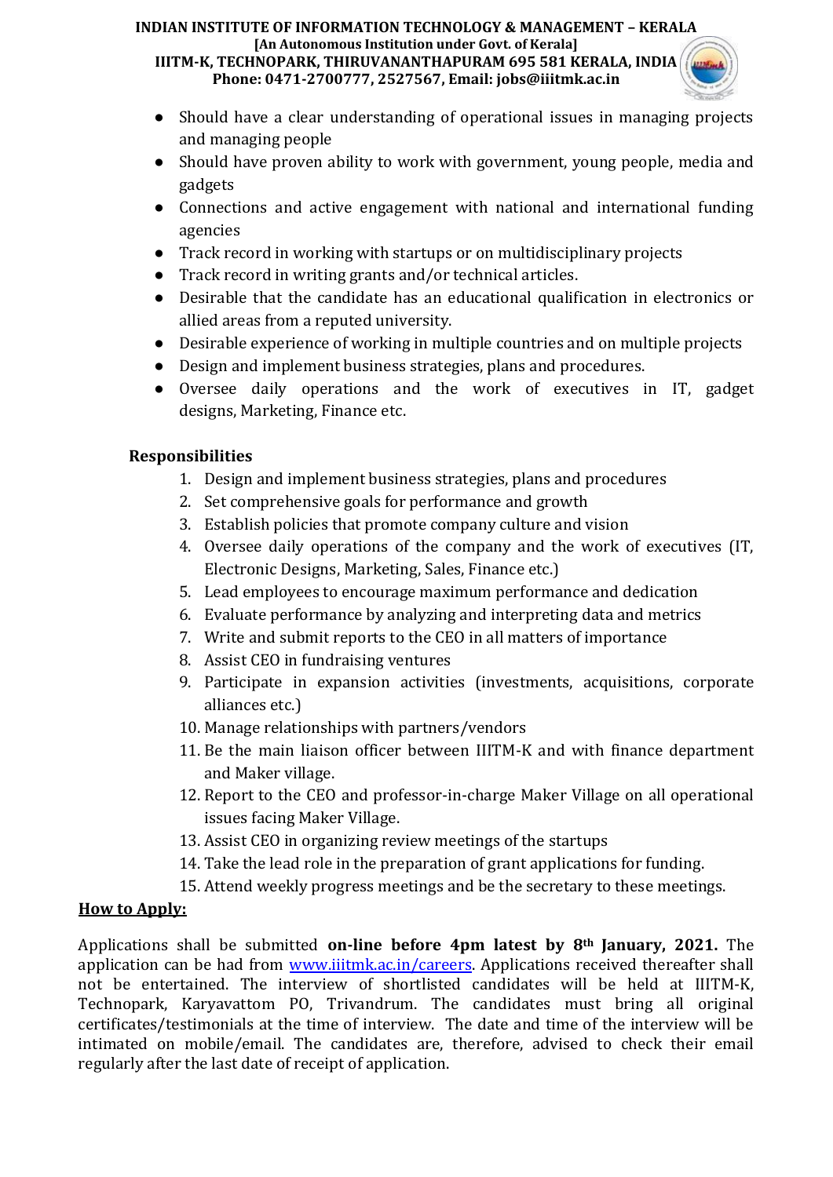- Should have a clear understanding of operational issues in managing projects and managing people
- Should have proven ability to work with government, young people, media and gadgets
- Connections and active engagement with national and international funding agencies
- Track record in working with startups or on multidisciplinary projects
- Track record in writing grants and/or technical articles.
- Desirable that the candidate has an educational qualification in electronics or allied areas from a reputed university.
- Desirable experience of working in multiple countries and on multiple projects
- Design and implement business strategies, plans and procedures.
- Oversee daily operations and the work of executives in IT, gadget designs, Marketing, Finance etc.

**Responsibilities**

1. Design and implement business strategies, plans and procedures
2. Set comprehensive goals for performance and growth
3. Establish policies that promote company culture and vision
4. Oversee daily operations of the company and the work of executives (IT, Electronic Designs, Marketing, Sales, Finance etc.)
5. Lead employees to encourage maximum performance and dedication
6. Evaluate performance by analyzing and interpreting data and metrics
7. Write and submit reports to the CEO in all matters of importance
8. Assist CEO in fundraising ventures
9. Participate in expansion activities (investments, acquisitions, corporate alliances etc.)
10. Manage relationships with partners/vendors
11. Be the main liaison officer between IIITM-K and with finance department and Maker village.
12. Report to the CEO and professor-in-charge Maker Village on all operational issues facing Maker Village.
13. Assist CEO in organizing review meetings of the startups
14. Take the lead role in the preparation of grant applications for funding.
15. Attend weekly progress meetings and be the secretary to these meetings.

## How to Apply:

Applications shall be submitted **on-line before 4pm latest by 8th January, 2021.** The application can be had from [www.iiitmk.ac.in/careers](www.iiitmk.ac.in/careers). Applications received thereafter shall not be entertained. The interview of shortlisted candidates will be held at IIITM-K, Technopark, Karyavattom PO, Trivandrum. The candidates must bring all original certificates/testimonials at the time of interview. The date and time of the interview will be intimated on mobile/email. The candidates are, therefore, advised to check their email regularly after the last date of receipt of application.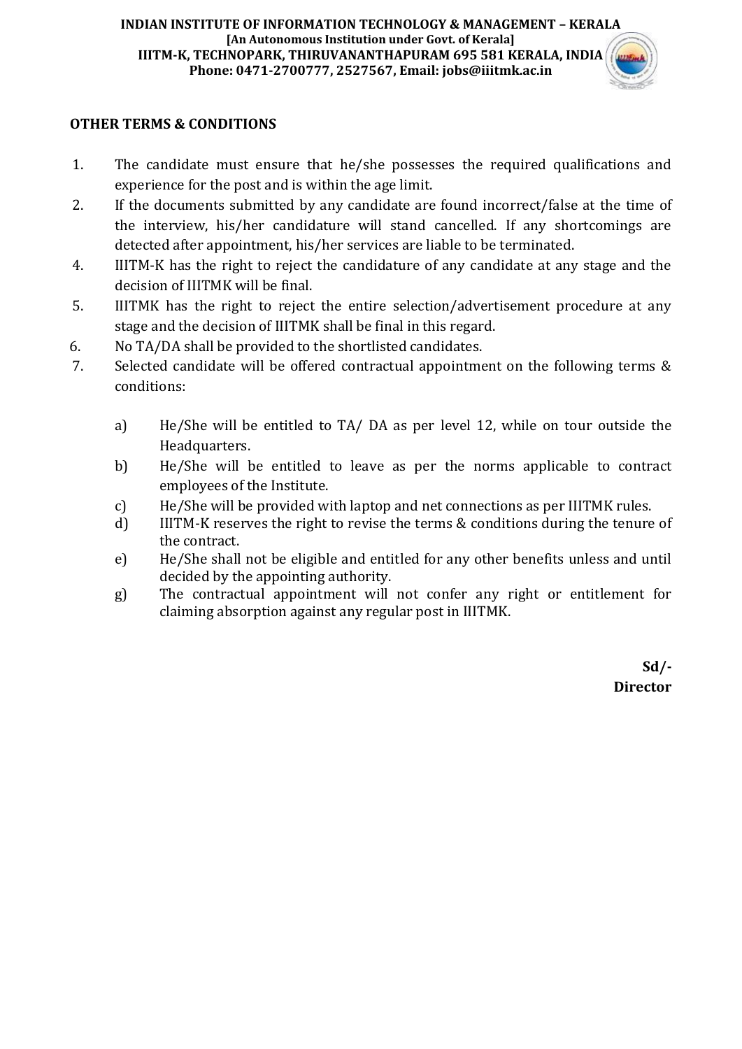**OTHER TERMS & CONDITIONS**

1. The candidate must ensure that he/she possesses the required qualifications and experience for the post and is within the age limit.
2. If the documents submitted by any candidate are found incorrect/false at the time of the interview, his/her candidature will stand cancelled. If any shortcomings are detected after appointment, his/her services are liable to be terminated.
4. IIITM-K has the right to reject the candidature of any candidate at any stage and the decision of IIITMK will be final.
5. IIITMK has the right to reject the entire selection/advertisement procedure at any stage and the decision of IIITMK shall be final in this regard.
6. No TA/DA shall be provided to the shortlisted candidates.
7. Selected candidate will be offered contractual appointment on the following terms & conditions:

   a) He/She will be entitled to TA/ DA as per level 12, while on tour outside the Headquarters.
   b) He/She will be entitled to leave as per the norms applicable to contract employees of the Institute.
   c) He/She will be provided with laptop and net connections as per IIITMK rules.
   d) IIITM-K reserves the right to revise the terms & conditions during the tenure of the contract.
   e) He/She shall not be eligible and entitled for any other benefits unless and until decided by the appointing authority.
   g) The contractual appointment will not confer any right or entitlement for claiming absorption against any regular post in IIITMK.

**Sd/-**
**Director**